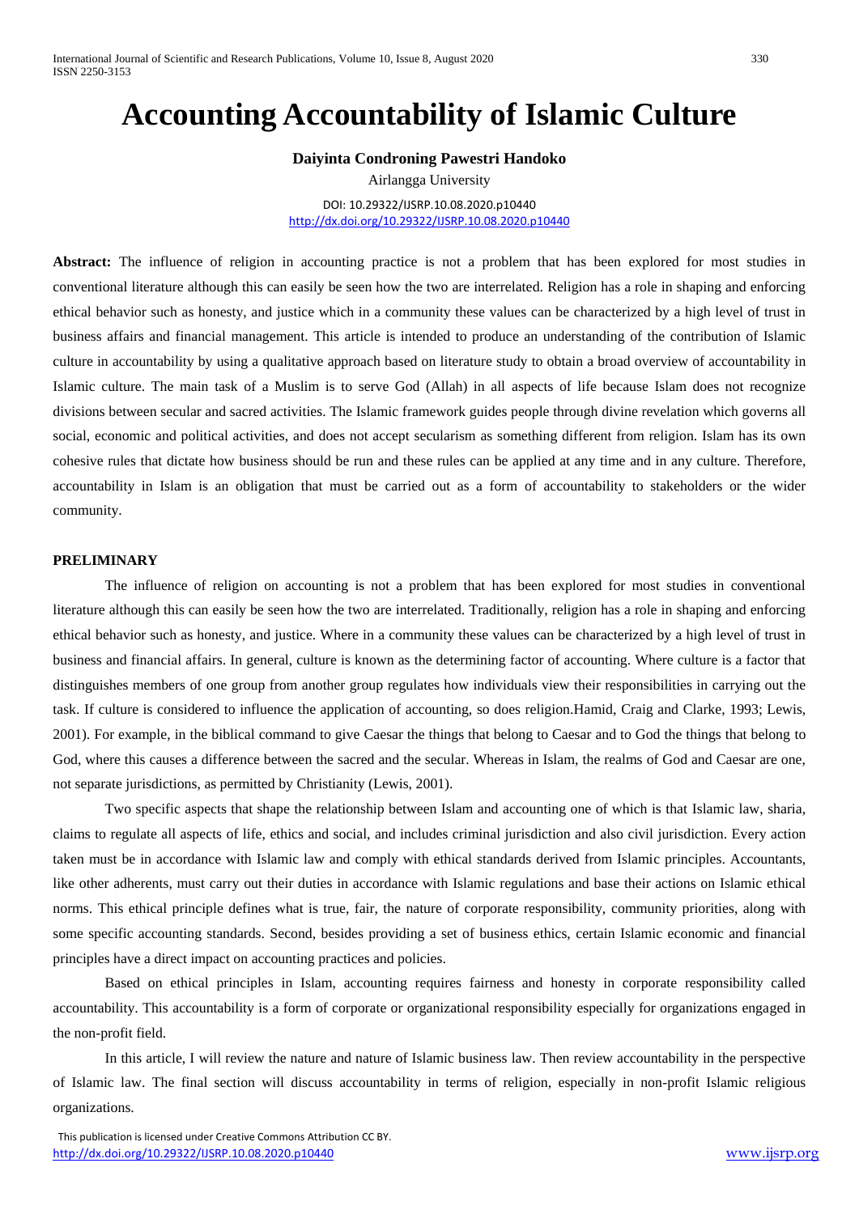# Accounting Accountability of Islamic Culture

**Daiyinta Condroning Pawestri Handoko**

Airlangga University

DOI: 10.29322/IJSRP.10.08.2020.p10440
http://dx.doi.org/10.29322/IJSRP.10.08.2020.p10440

**Abstract:** The influence of religion in accounting practice is not a problem that has been explored for most studies in conventional literature although this can easily be seen how the two are interrelated. Religion has a role in shaping and enforcing ethical behavior such as honesty, and justice which in a community these values can be characterized by a high level of trust in business affairs and financial management. This article is intended to produce an understanding of the contribution of Islamic culture in accountability by using a qualitative approach based on literature study to obtain a broad overview of accountability in Islamic culture. The main task of a Muslim is to serve God (Allah) in all aspects of life because Islam does not recognize divisions between secular and sacred activities. The Islamic framework guides people through divine revelation which governs all social, economic and political activities, and does not accept secularism as something different from religion. Islam has its own cohesive rules that dictate how business should be run and these rules can be applied at any time and in any culture. Therefore, accountability in Islam is an obligation that must be carried out as a form of accountability to stakeholders or the wider community.

## PRELIMINARY

The influence of religion on accounting is not a problem that has been explored for most studies in conventional literature although this can easily be seen how the two are interrelated. Traditionally, religion has a role in shaping and enforcing ethical behavior such as honesty, and justice. Where in a community these values can be characterized by a high level of trust in business and financial affairs. In general, culture is known as the determining factor of accounting. Where culture is a factor that distinguishes members of one group from another group regulates how individuals view their responsibilities in carrying out the task. If culture is considered to influence the application of accounting, so does religion.Hamid, Craig and Clarke, 1993; Lewis, 2001). For example, in the biblical command to give Caesar the things that belong to Caesar and to God the things that belong to God, where this causes a difference between the sacred and the secular. Whereas in Islam, the realms of God and Caesar are one, not separate jurisdictions, as permitted by Christianity (Lewis, 2001).

Two specific aspects that shape the relationship between Islam and accounting one of which is that Islamic law, sharia, claims to regulate all aspects of life, ethics and social, and includes criminal jurisdiction and also civil jurisdiction. Every action taken must be in accordance with Islamic law and comply with ethical standards derived from Islamic principles. Accountants, like other adherents, must carry out their duties in accordance with Islamic regulations and base their actions on Islamic ethical norms. This ethical principle defines what is true, fair, the nature of corporate responsibility, community priorities, along with some specific accounting standards. Second, besides providing a set of business ethics, certain Islamic economic and financial principles have a direct impact on accounting practices and policies.

Based on ethical principles in Islam, accounting requires fairness and honesty in corporate responsibility called accountability. This accountability is a form of corporate or organizational responsibility especially for organizations engaged in the non-profit field.

In this article, I will review the nature and nature of Islamic business law. Then review accountability in the perspective of Islamic law. The final section will discuss accountability in terms of religion, especially in non-profit Islamic religious organizations.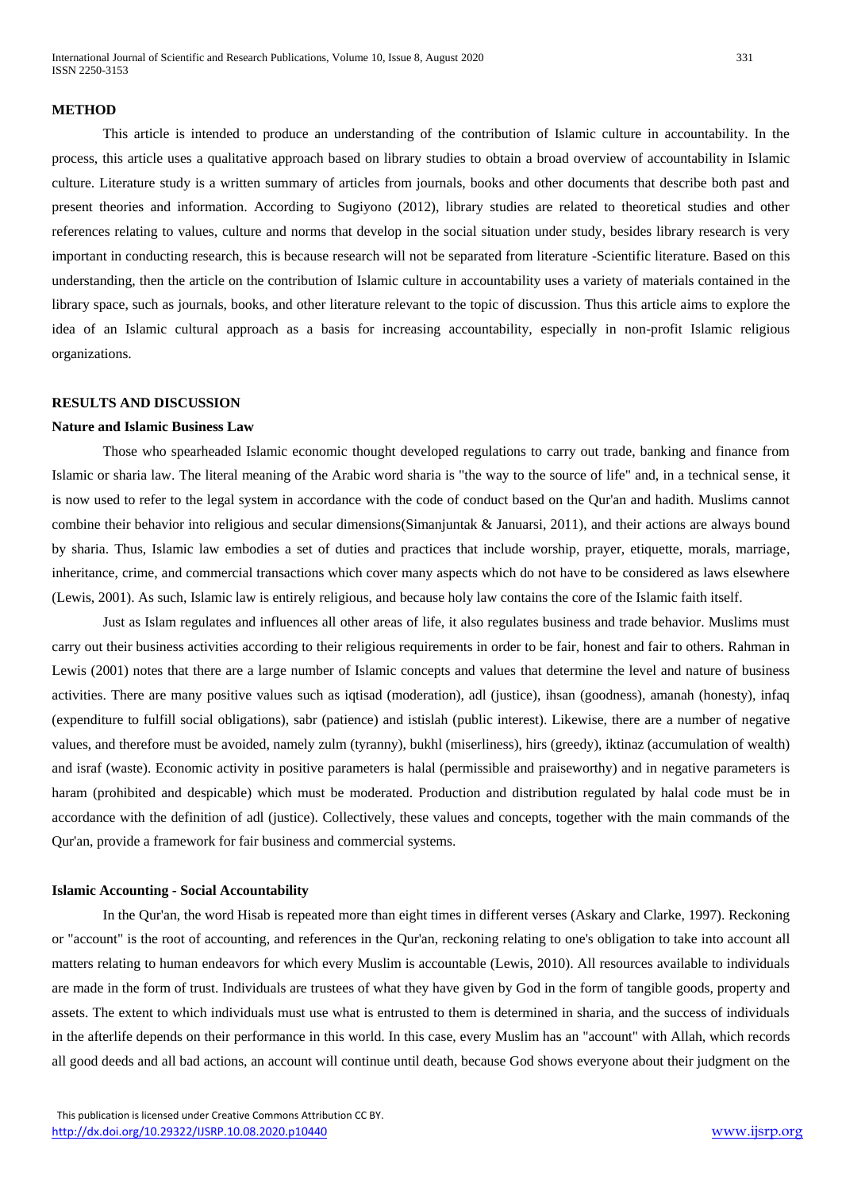## METHOD

This article is intended to produce an understanding of the contribution of Islamic culture in accountability. In the process, this article uses a qualitative approach based on library studies to obtain a broad overview of accountability in Islamic culture. Literature study is a written summary of articles from journals, books and other documents that describe both past and present theories and information. According to Sugiyono (2012), library studies are related to theoretical studies and other references relating to values, culture and norms that develop in the social situation under study, besides library research is very important in conducting research, this is because research will not be separated from literature -Scientific literature. Based on this understanding, then the article on the contribution of Islamic culture in accountability uses a variety of materials contained in the library space, such as journals, books, and other literature relevant to the topic of discussion. Thus this article aims to explore the idea of an Islamic cultural approach as a basis for increasing accountability, especially in non-profit Islamic religious organizations.

## RESULTS AND DISCUSSION

### Nature and Islamic Business Law

Those who spearheaded Islamic economic thought developed regulations to carry out trade, banking and finance from Islamic or sharia law. The literal meaning of the Arabic word sharia is "the way to the source of life" and, in a technical sense, it is now used to refer to the legal system in accordance with the code of conduct based on the Qur'an and hadith. Muslims cannot combine their behavior into religious and secular dimensions(Simanjuntak & Januarsi, 2011), and their actions are always bound by sharia. Thus, Islamic law embodies a set of duties and practices that include worship, prayer, etiquette, morals, marriage, inheritance, crime, and commercial transactions which cover many aspects which do not have to be considered as laws elsewhere (Lewis, 2001). As such, Islamic law is entirely religious, and because holy law contains the core of the Islamic faith itself.

Just as Islam regulates and influences all other areas of life, it also regulates business and trade behavior. Muslims must carry out their business activities according to their religious requirements in order to be fair, honest and fair to others. Rahman in Lewis (2001) notes that there are a large number of Islamic concepts and values that determine the level and nature of business activities. There are many positive values such as iqtisad (moderation), adl (justice), ihsan (goodness), amanah (honesty), infaq (expenditure to fulfill social obligations), sabr (patience) and istislah (public interest). Likewise, there are a number of negative values, and therefore must be avoided, namely zulm (tyranny), bukhl (miserliness), hirs (greedy), iktinaz (accumulation of wealth) and israf (waste). Economic activity in positive parameters is halal (permissible and praiseworthy) and in negative parameters is haram (prohibited and despicable) which must be moderated. Production and distribution regulated by halal code must be in accordance with the definition of adl (justice). Collectively, these values and concepts, together with the main commands of the Qur'an, provide a framework for fair business and commercial systems.

### Islamic Accounting - Social Accountability

In the Qur'an, the word Hisab is repeated more than eight times in different verses (Askary and Clarke, 1997). Reckoning or "account" is the root of accounting, and references in the Qur'an, reckoning relating to one's obligation to take into account all matters relating to human endeavors for which every Muslim is accountable (Lewis, 2010). All resources available to individuals are made in the form of trust. Individuals are trustees of what they have given by God in the form of tangible goods, property and assets. The extent to which individuals must use what is entrusted to them is determined in sharia, and the success of individuals in the afterlife depends on their performance in this world. In this case, every Muslim has an "account" with Allah, which records all good deeds and all bad actions, an account will continue until death, because God shows everyone about their judgment on the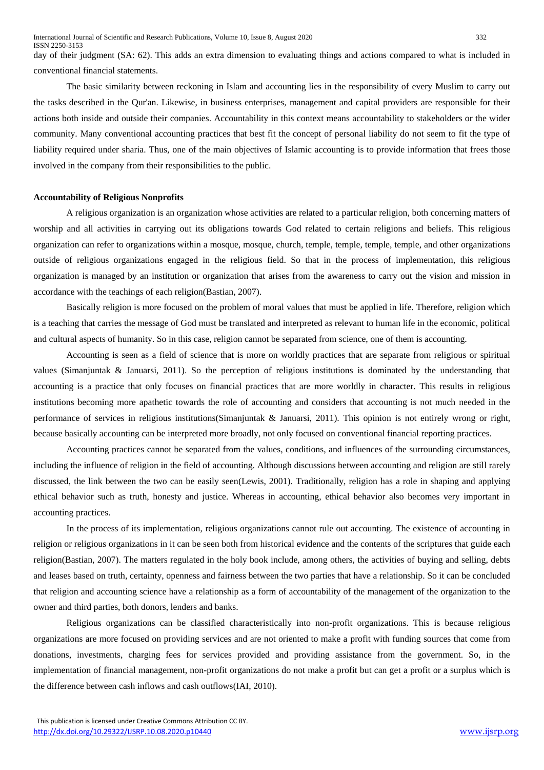day of their judgment (SA: 62). This adds an extra dimension to evaluating things and actions compared to what is included in conventional financial statements.

The basic similarity between reckoning in Islam and accounting lies in the responsibility of every Muslim to carry out the tasks described in the Qur'an. Likewise, in business enterprises, management and capital providers are responsible for their actions both inside and outside their companies. Accountability in this context means accountability to stakeholders or the wider community. Many conventional accounting practices that best fit the concept of personal liability do not seem to fit the type of liability required under sharia. Thus, one of the main objectives of Islamic accounting is to provide information that frees those involved in the company from their responsibilities to the public.

**Accountability of Religious Nonprofits**

A religious organization is an organization whose activities are related to a particular religion, both concerning matters of worship and all activities in carrying out its obligations towards God related to certain religions and beliefs. This religious organization can refer to organizations within a mosque, mosque, church, temple, temple, temple, temple, and other organizations outside of religious organizations engaged in the religious field. So that in the process of implementation, this religious organization is managed by an institution or organization that arises from the awareness to carry out the vision and mission in accordance with the teachings of each religion(Bastian, 2007).

Basically religion is more focused on the problem of moral values that must be applied in life. Therefore, religion which is a teaching that carries the message of God must be translated and interpreted as relevant to human life in the economic, political and cultural aspects of humanity. So in this case, religion cannot be separated from science, one of them is accounting.

Accounting is seen as a field of science that is more on worldly practices that are separate from religious or spiritual values (Simanjuntak & Januarsi, 2011). So the perception of religious institutions is dominated by the understanding that accounting is a practice that only focuses on financial practices that are more worldly in character. This results in religious institutions becoming more apathetic towards the role of accounting and considers that accounting is not much needed in the performance of services in religious institutions(Simanjuntak & Januarsi, 2011). This opinion is not entirely wrong or right, because basically accounting can be interpreted more broadly, not only focused on conventional financial reporting practices.

Accounting practices cannot be separated from the values, conditions, and influences of the surrounding circumstances, including the influence of religion in the field of accounting. Although discussions between accounting and religion are still rarely discussed, the link between the two can be easily seen(Lewis, 2001). Traditionally, religion has a role in shaping and applying ethical behavior such as truth, honesty and justice. Whereas in accounting, ethical behavior also becomes very important in accounting practices.

In the process of its implementation, religious organizations cannot rule out accounting. The existence of accounting in religion or religious organizations in it can be seen both from historical evidence and the contents of the scriptures that guide each religion(Bastian, 2007). The matters regulated in the holy book include, among others, the activities of buying and selling, debts and leases based on truth, certainty, openness and fairness between the two parties that have a relationship. So it can be concluded that religion and accounting science have a relationship as a form of accountability of the management of the organization to the owner and third parties, both donors, lenders and banks.

Religious organizations can be classified characteristically into non-profit organizations. This is because religious organizations are more focused on providing services and are not oriented to make a profit with funding sources that come from donations, investments, charging fees for services provided and providing assistance from the government. So, in the implementation of financial management, non-profit organizations do not make a profit but can get a profit or a surplus which is the difference between cash inflows and cash outflows(IAI, 2010).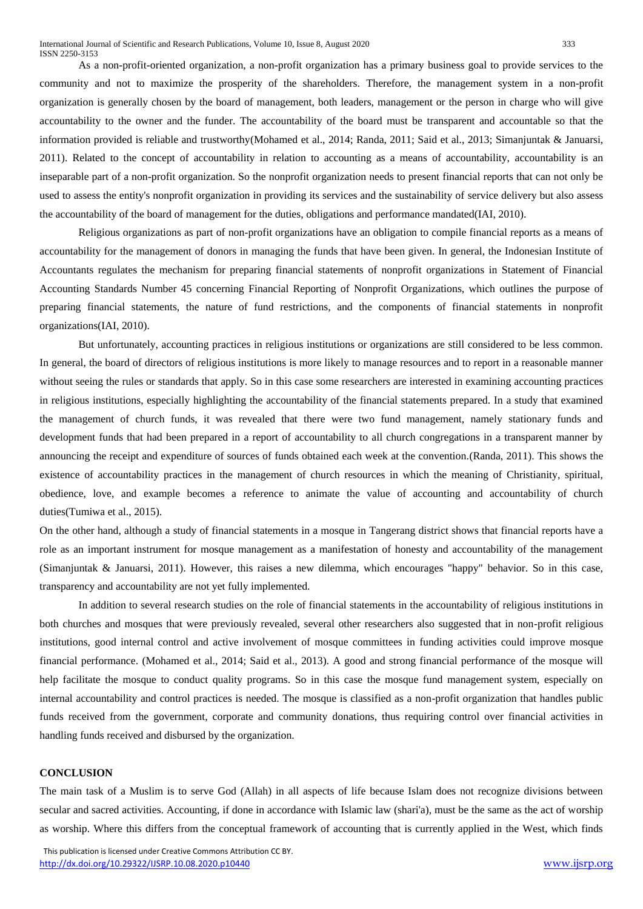As a non-profit-oriented organization, a non-profit organization has a primary business goal to provide services to the community and not to maximize the prosperity of the shareholders. Therefore, the management system in a non-profit organization is generally chosen by the board of management, both leaders, management or the person in charge who will give accountability to the owner and the funder. The accountability of the board must be transparent and accountable so that the information provided is reliable and trustworthy(Mohamed et al., 2014; Randa, 2011; Said et al., 2013; Simanjuntak & Januarsi, 2011). Related to the concept of accountability in relation to accounting as a means of accountability, accountability is an inseparable part of a non-profit organization. So the nonprofit organization needs to present financial reports that can not only be used to assess the entity's nonprofit organization in providing its services and the sustainability of service delivery but also assess the accountability of the board of management for the duties, obligations and performance mandated(IAI, 2010).

Religious organizations as part of non-profit organizations have an obligation to compile financial reports as a means of accountability for the management of donors in managing the funds that have been given. In general, the Indonesian Institute of Accountants regulates the mechanism for preparing financial statements of nonprofit organizations in Statement of Financial Accounting Standards Number 45 concerning Financial Reporting of Nonprofit Organizations, which outlines the purpose of preparing financial statements, the nature of fund restrictions, and the components of financial statements in nonprofit organizations(IAI, 2010).

But unfortunately, accounting practices in religious institutions or organizations are still considered to be less common. In general, the board of directors of religious institutions is more likely to manage resources and to report in a reasonable manner without seeing the rules or standards that apply. So in this case some researchers are interested in examining accounting practices in religious institutions, especially highlighting the accountability of the financial statements prepared. In a study that examined the management of church funds, it was revealed that there were two fund management, namely stationary funds and development funds that had been prepared in a report of accountability to all church congregations in a transparent manner by announcing the receipt and expenditure of sources of funds obtained each week at the convention.(Randa, 2011). This shows the existence of accountability practices in the management of church resources in which the meaning of Christianity, spiritual, obedience, love, and example becomes a reference to animate the value of accounting and accountability of church duties(Tumiwa et al., 2015).

On the other hand, although a study of financial statements in a mosque in Tangerang district shows that financial reports have a role as an important instrument for mosque management as a manifestation of honesty and accountability of the management (Simanjuntak & Januarsi, 2011). However, this raises a new dilemma, which encourages "happy" behavior. So in this case, transparency and accountability are not yet fully implemented.

In addition to several research studies on the role of financial statements in the accountability of religious institutions in both churches and mosques that were previously revealed, several other researchers also suggested that in non-profit religious institutions, good internal control and active involvement of mosque committees in funding activities could improve mosque financial performance. (Mohamed et al., 2014; Said et al., 2013). A good and strong financial performance of the mosque will help facilitate the mosque to conduct quality programs. So in this case the mosque fund management system, especially on internal accountability and control practices is needed. The mosque is classified as a non-profit organization that handles public funds received from the government, corporate and community donations, thus requiring control over financial activities in handling funds received and disbursed by the organization.

## CONCLUSION

The main task of a Muslim is to serve God (Allah) in all aspects of life because Islam does not recognize divisions between secular and sacred activities. Accounting, if done in accordance with Islamic law (shari'a), must be the same as the act of worship as worship. Where this differs from the conceptual framework of accounting that is currently applied in the West, which finds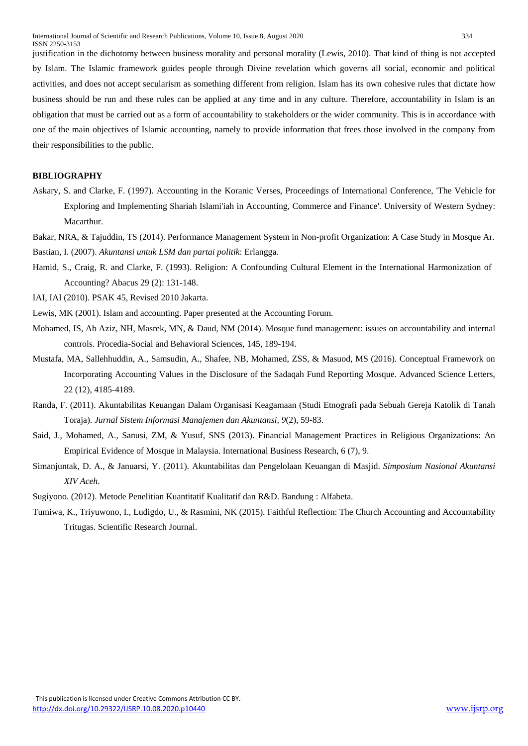justification in the dichotomy between business morality and personal morality (Lewis, 2010). That kind of thing is not accepted by Islam. The Islamic framework guides people through Divine revelation which governs all social, economic and political activities, and does not accept secularism as something different from religion. Islam has its own cohesive rules that dictate how business should be run and these rules can be applied at any time and in any culture. Therefore, accountability in Islam is an obligation that must be carried out as a form of accountability to stakeholders or the wider community. This is in accordance with one of the main objectives of Islamic accounting, namely to provide information that frees those involved in the company from their responsibilities to the public.

## BIBLIOGRAPHY

Askary, S. and Clarke, F. (1997). Accounting in the Koranic Verses, Proceedings of International Conference, 'The Vehicle for Exploring and Implementing Shariah Islami'iah in Accounting, Commerce and Finance'. University of Western Sydney: Macarthur.

Bakar, NRA, & Tajuddin, TS (2014). Performance Management System in Non-profit Organization: A Case Study in Mosque Ar.

Bastian, I. (2007). *Akuntansi untuk LSM dan partai politik*: Erlangga.

Hamid, S., Craig, R. and Clarke, F. (1993). Religion: A Confounding Cultural Element in the International Harmonization of Accounting? Abacus 29 (2): 131-148.

IAI, IAI (2010). PSAK 45, Revised 2010 Jakarta.

Lewis, MK (2001). Islam and accounting. Paper presented at the Accounting Forum.

Mohamed, IS, Ab Aziz, NH, Masrek, MN, & Daud, NM (2014). Mosque fund management: issues on accountability and internal controls. Procedia-Social and Behavioral Sciences, 145, 189-194.

Mustafa, MA, Sallehhuddin, A., Samsudin, A., Shafee, NB, Mohamed, ZSS, & Masuod, MS (2016). Conceptual Framework on Incorporating Accounting Values in the Disclosure of the Sadaqah Fund Reporting Mosque. Advanced Science Letters, 22 (12), 4185-4189.

Randa, F. (2011). Akuntabilitas Keuangan Dalam Organisasi Keagamaan (Studi Etnografi pada Sebuah Gereja Katolik di Tanah Toraja). *Jurnal Sistem Informasi Manajemen dan Akuntansi, 9*(2), 59-83.

Said, J., Mohamed, A., Sanusi, ZM, & Yusuf, SNS (2013). Financial Management Practices in Religious Organizations: An Empirical Evidence of Mosque in Malaysia. International Business Research, 6 (7), 9.

Simanjuntak, D. A., & Januarsi, Y. (2011). Akuntabilitas dan Pengelolaan Keuangan di Masjid. *Simposium Nasional Akuntansi XIV Aceh*.

Sugiyono. (2012). Metode Penelitian Kuantitatif Kualitatif dan R&D. Bandung : Alfabeta.

Tumiwa, K., Triyuwono, I., Ludigdo, U., & Rasmini, NK (2015). Faithful Reflection: The Church Accounting and Accountability Tritugas. Scientific Research Journal.

This publication is licensed under Creative Commons Attribution CC BY.
http://dx.doi.org/10.29322/IJSRP.10.08.2020.p10440